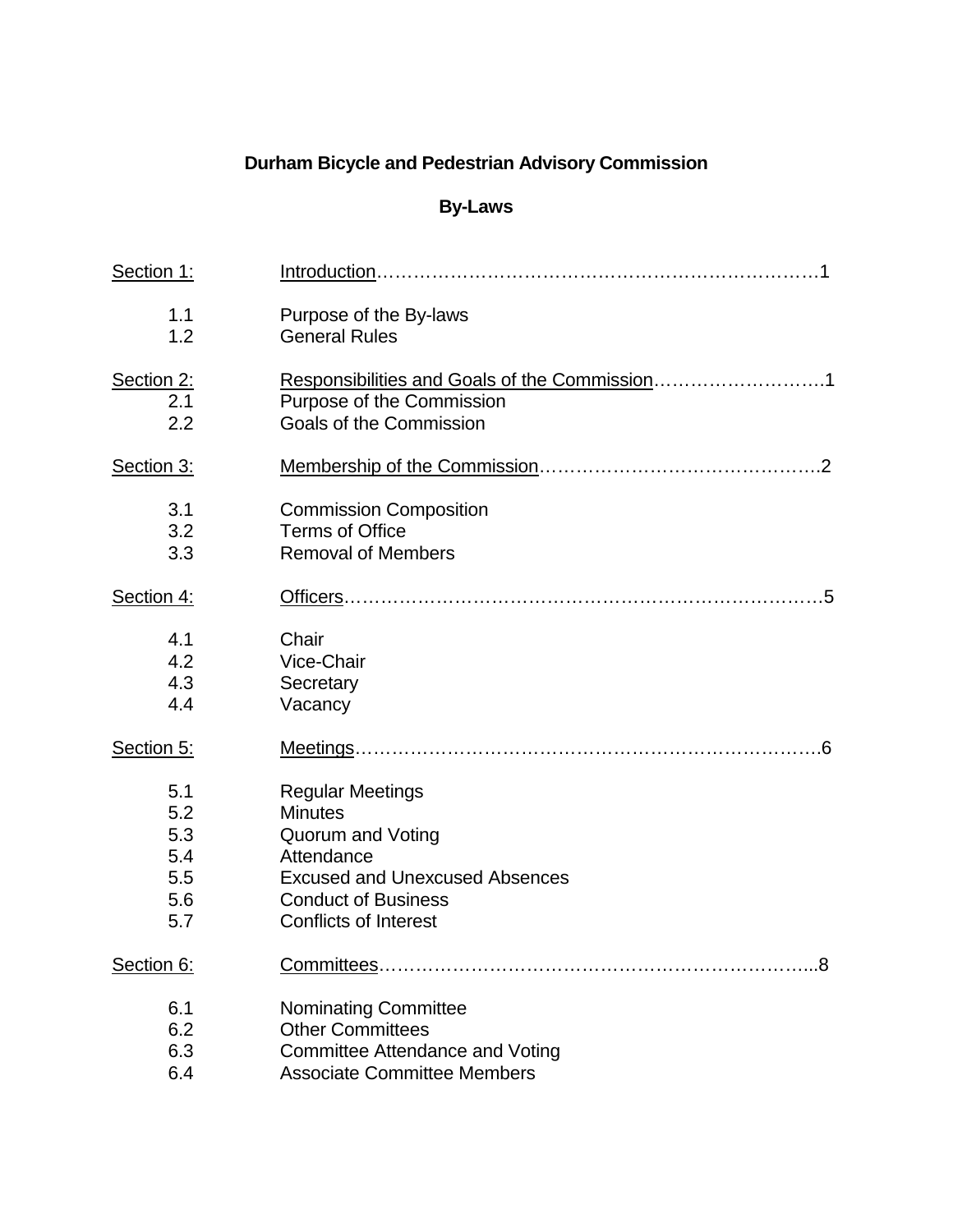# Durham Bicycle and Pedestrian Advisory Commission

## By-Laws

Section 1: Introduction……………………………………………………………….1

- 1.1 Purpose of the By-laws
- 1.2 General Rules

Section 2: Responsibilities and Goals of the Commission……………………….1

- 2.1 Purpose of the Commission
- 2.2 Goals of the Commission

Section 3: Membership of the Commission……………………………………….2

- 3.1 Commission Composition
- 3.2 Terms of Office
- 3.3 Removal of Members

Section 4: Officers……………………………………………………………………5

- 4.1 Chair
- 4.2 Vice-Chair
- 4.3 Secretary
- 4.4 Vacancy

Section 5: Meetings…………………………………………………………………6

- 5.1 Regular Meetings
- 5.2 Minutes
- 5.3 Quorum and Voting
- 5.4 Attendance
- 5.5 Excused and Unexcused Absences
- 5.6 Conduct of Business
- 5.7 Conflicts of Interest

Section 6: Committees……………………………………………………………...8

- 6.1 Nominating Committee
- 6.2 Other Committees
- 6.3 Committee Attendance and Voting
- 6.4 Associate Committee Members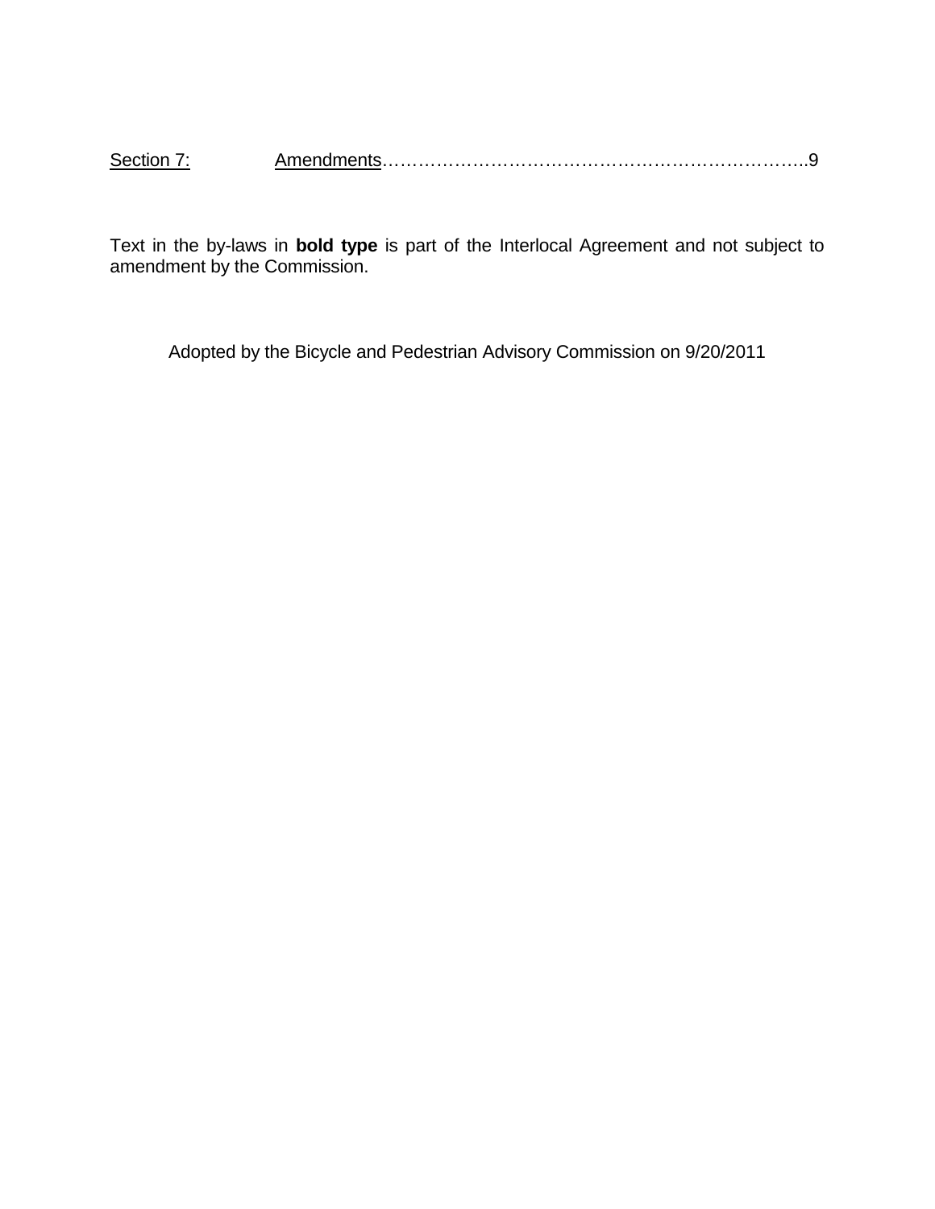Section 7: Amendments……………………………………………………………..9

Text in the by-laws in **bold type** is part of the Interlocal Agreement and not subject to amendment by the Commission.

Adopted by the Bicycle and Pedestrian Advisory Commission on 9/20/2011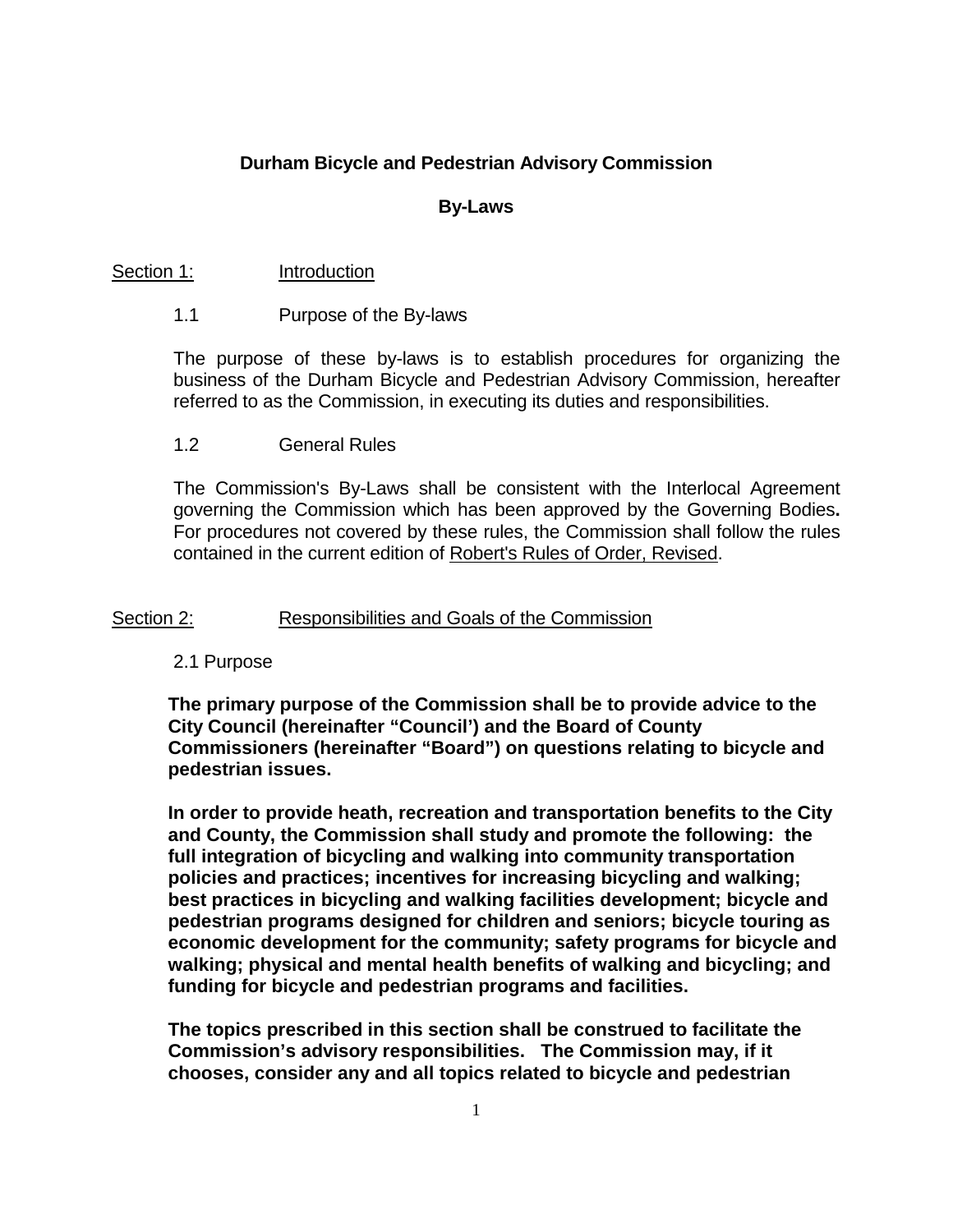**Durham Bicycle and Pedestrian Advisory Commission**

**By-Laws**

Section 1: Introduction

1.1 Purpose of the By-laws

The purpose of these by-laws is to establish procedures for organizing the business of the Durham Bicycle and Pedestrian Advisory Commission, hereafter referred to as the Commission, in executing its duties and responsibilities.

1.2 General Rules

The Commission's By-Laws shall be consistent with the Interlocal Agreement governing the Commission which has been approved by the Governing Bodies**.** For procedures not covered by these rules, the Commission shall follow the rules contained in the current edition of Robert's Rules of Order, Revised.

Section 2: Responsibilities and Goals of the Commission

2.1 Purpose

**The primary purpose of the Commission shall be to provide advice to the City Council (hereinafter "Council') and the Board of County Commissioners (hereinafter "Board") on questions relating to bicycle and pedestrian issues.**

**In order to provide heath, recreation and transportation benefits to the City and County, the Commission shall study and promote the following: the full integration of bicycling and walking into community transportation policies and practices; incentives for increasing bicycling and walking; best practices in bicycling and walking facilities development; bicycle and pedestrian programs designed for children and seniors; bicycle touring as economic development for the community; safety programs for bicycle and walking; physical and mental health benefits of walking and bicycling; and funding for bicycle and pedestrian programs and facilities.**

**The topics prescribed in this section shall be construed to facilitate the Commission's advisory responsibilities. The Commission may, if it chooses, consider any and all topics related to bicycle and pedestrian**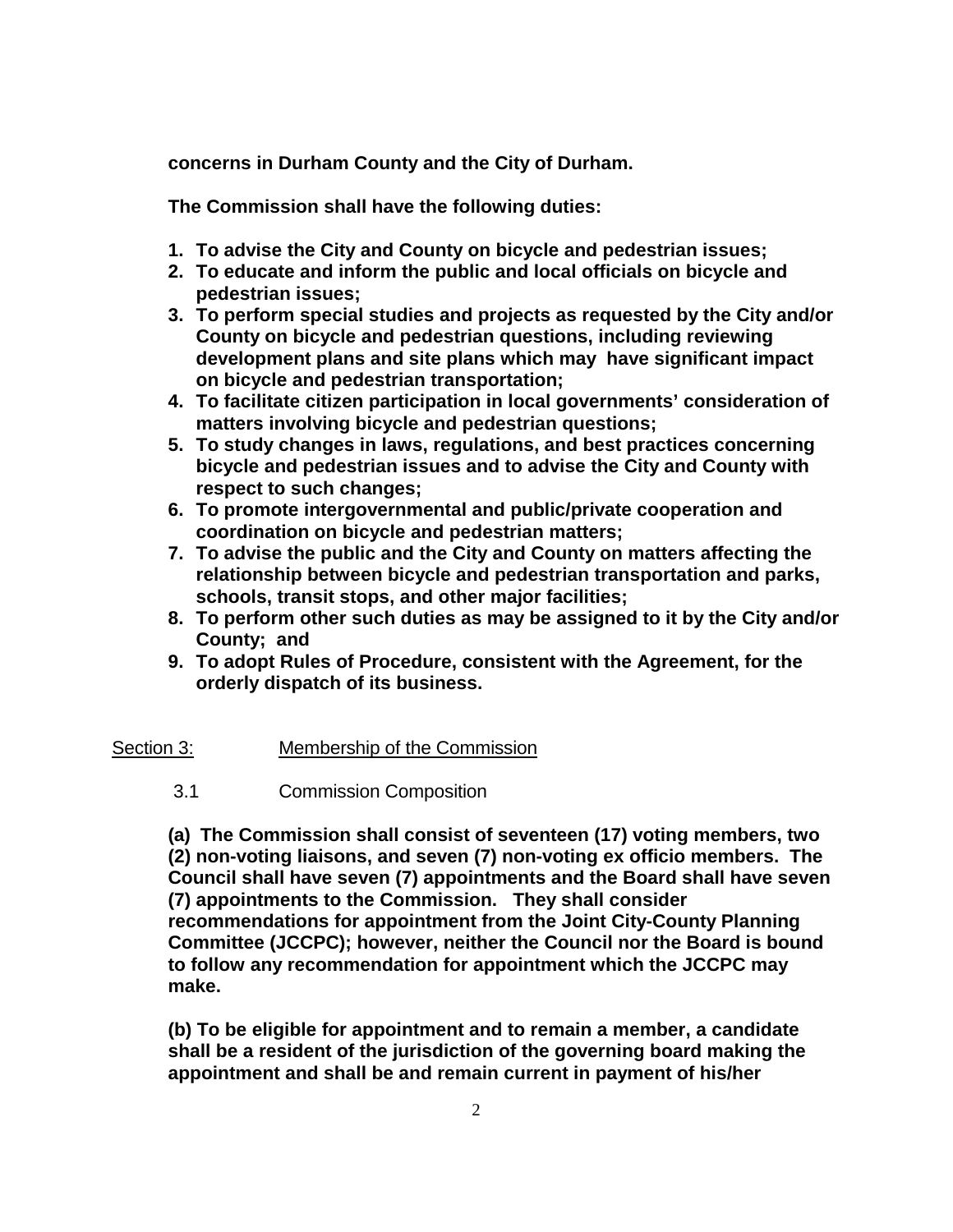**concerns in Durham County and the City of Durham.**

**The Commission shall have the following duties:**

1. **To advise the City and County on bicycle and pedestrian issues;**
2. **To educate and inform the public and local officials on bicycle and pedestrian issues;**
3. **To perform special studies and projects as requested by the City and/or County on bicycle and pedestrian questions, including reviewing development plans and site plans which may have significant impact on bicycle and pedestrian transportation;**
4. **To facilitate citizen participation in local governments' consideration of matters involving bicycle and pedestrian questions;**
5. **To study changes in laws, regulations, and best practices concerning bicycle and pedestrian issues and to advise the City and County with respect to such changes;**
6. **To promote intergovernmental and public/private cooperation and coordination on bicycle and pedestrian matters;**
7. **To advise the public and the City and County on matters affecting the relationship between bicycle and pedestrian transportation and parks, schools, transit stops, and other major facilities;**
8. **To perform other such duties as may be assigned to it by the City and/or County; and**
9. **To adopt Rules of Procedure, consistent with the Agreement, for the orderly dispatch of its business.**

## Section 3: Membership of the Commission

### 3.1 Commission Composition

**(a) The Commission shall consist of seventeen (17) voting members, two (2) non-voting liaisons, and seven (7) non-voting ex officio members. The Council shall have seven (7) appointments and the Board shall have seven (7) appointments to the Commission. They shall consider recommendations for appointment from the Joint City-County Planning Committee (JCCPC); however, neither the Council nor the Board is bound to follow any recommendation for appointment which the JCCPC may make.**

**(b) To be eligible for appointment and to remain a member, a candidate shall be a resident of the jurisdiction of the governing board making the appointment and shall be and remain current in payment of his/her**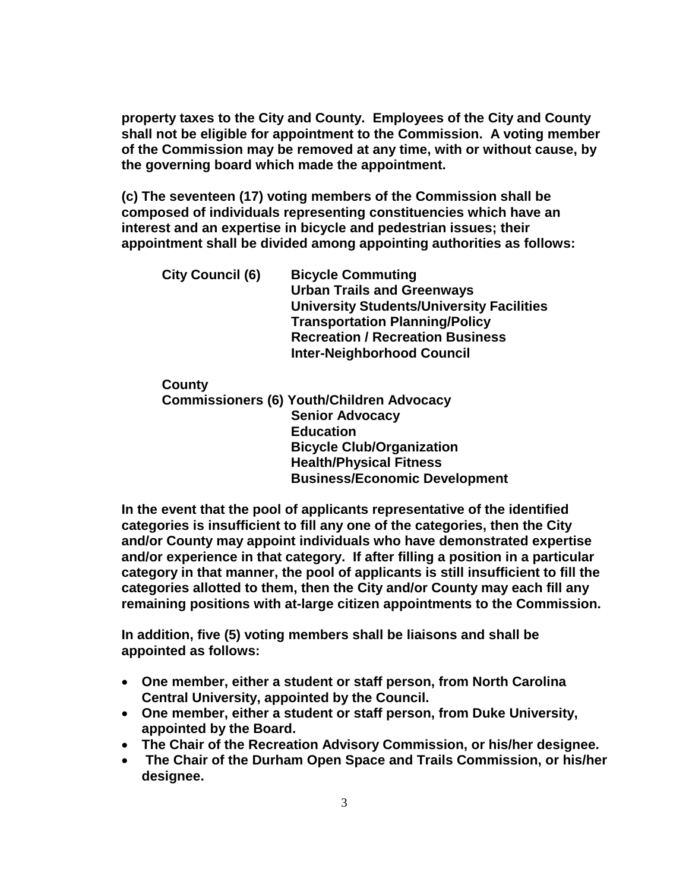**property taxes to the City and County. Employees of the City and County shall not be eligible for appointment to the Commission. A voting member of the Commission may be removed at any time, with or without cause, by the governing board which made the appointment.**

**(c) The seventeen (17) voting members of the Commission shall be composed of individuals representing constituencies which have an interest and an expertise in bicycle and pedestrian issues; their appointment shall be divided among appointing authorities as follows:**

| | |
|---|---|
| **City Council (6)** | **Bicycle Commuting** |
| | **Urban Trails and Greenways** |
| | **University Students/University Facilities** |
| | **Transportation Planning/Policy** |
| | **Recreation / Recreation Business** |
| | **Inter-Neighborhood Council** |
| **County Commissioners (6)** | **Youth/Children Advocacy** |
| | **Senior Advocacy** |
| | **Education** |
| | **Bicycle Club/Organization** |
| | **Health/Physical Fitness** |
| | **Business/Economic Development** |

**In the event that the pool of applicants representative of the identified categories is insufficient to fill any one of the categories, then the City and/or County may appoint individuals who have demonstrated expertise and/or experience in that category. If after filling a position in a particular category in that manner, the pool of applicants is still insufficient to fill the categories allotted to them, then the City and/or County may each fill any remaining positions with at-large citizen appointments to the Commission.**

**In addition, five (5) voting members shall be liaisons and shall be appointed as follows:**

- **One member, either a student or staff person, from North Carolina Central University, appointed by the Council.**
- **One member, either a student or staff person, from Duke University, appointed by the Board.**
- **The Chair of the Recreation Advisory Commission, or his/her designee.**
- **The Chair of the Durham Open Space and Trails Commission, or his/her designee.**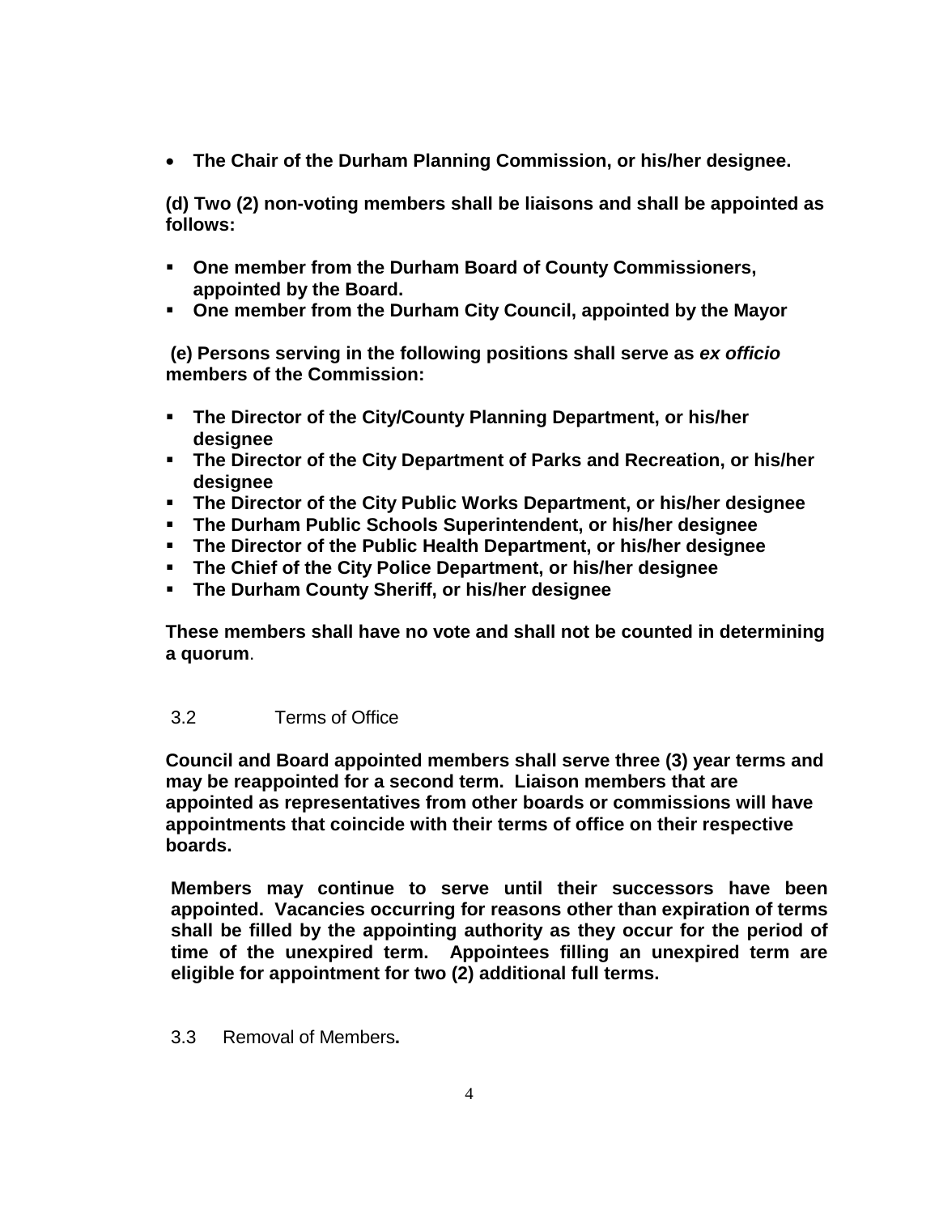- **The Chair of the Durham Planning Commission, or his/her designee.**

**(d) Two (2) non-voting members shall be liaisons and shall be appointed as follows:**

- **One member from the Durham Board of County Commissioners, appointed by the Board.**
- **One member from the Durham City Council, appointed by the Mayor**

**(e) Persons serving in the following positions shall serve as *ex officio* members of the Commission:**

- **The Director of the City/County Planning Department, or his/her designee**
- **The Director of the City Department of Parks and Recreation, or his/her designee**
- **The Director of the City Public Works Department, or his/her designee**
- **The Durham Public Schools Superintendent, or his/her designee**
- **The Director of the Public Health Department, or his/her designee**
- **The Chief of the City Police Department, or his/her designee**
- **The Durham County Sheriff, or his/her designee**

**These members shall have no vote and shall not be counted in determining a quorum**.

3.2 Terms of Office

**Council and Board appointed members shall serve three (3) year terms and may be reappointed for a second term. Liaison members that are appointed as representatives from other boards or commissions will have appointments that coincide with their terms of office on their respective boards.**

**Members may continue to serve until their successors have been appointed. Vacancies occurring for reasons other than expiration of terms shall be filled by the appointing authority as they occur for the period of time of the unexpired term. Appointees filling an unexpired term are eligible for appointment for two (2) additional full terms.**

3.3 Removal of Members**.**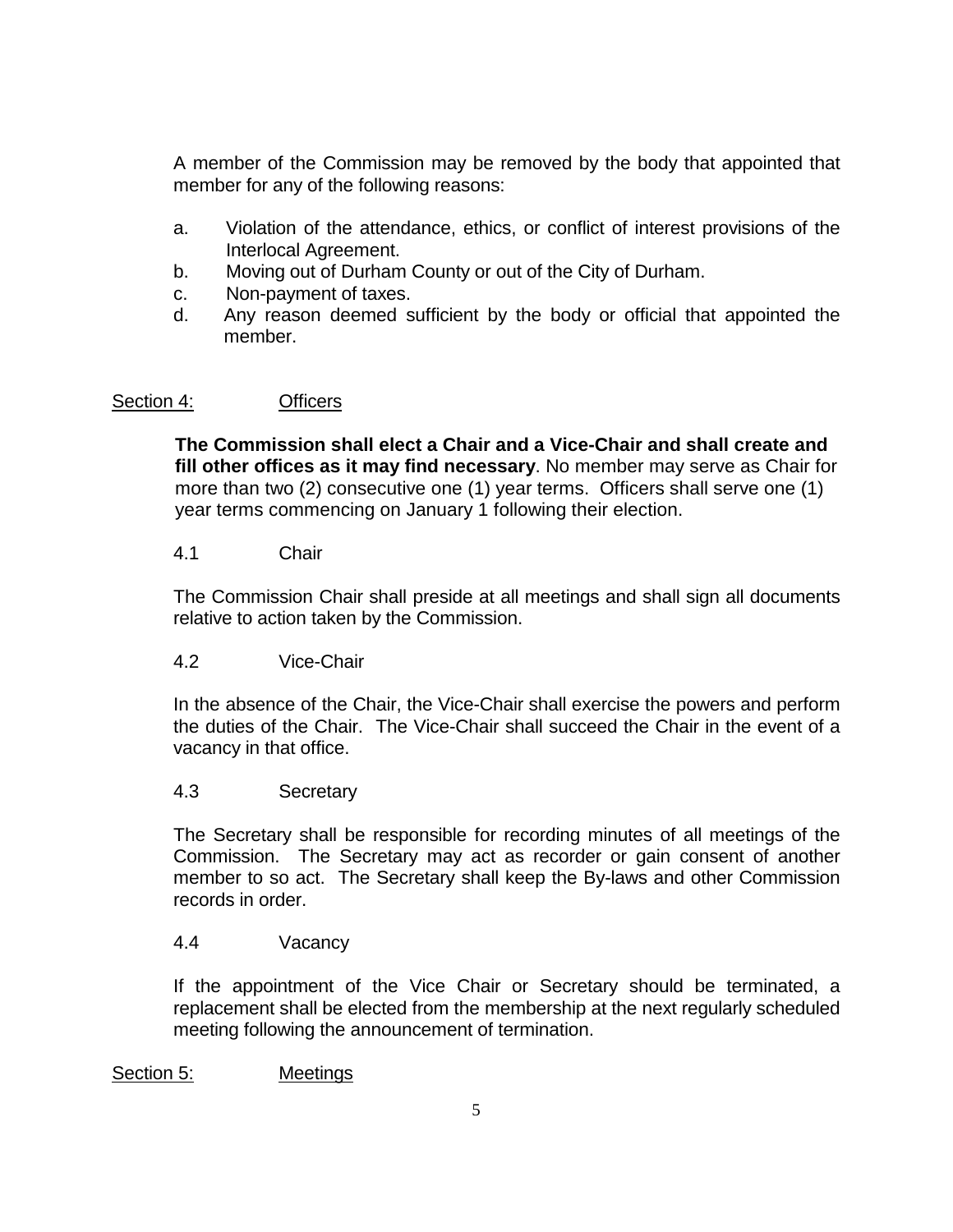A member of the Commission may be removed by the body that appointed that member for any of the following reasons:

a. Violation of the attendance, ethics, or conflict of interest provisions of the Interlocal Agreement.
b. Moving out of Durham County or out of the City of Durham.
c. Non-payment of taxes.
d. Any reason deemed sufficient by the body or official that appointed the member.

## Section 4: Officers

**The Commission shall elect a Chair and a Vice-Chair and shall create and fill other offices as it may find necessary**. No member may serve as Chair for more than two (2) consecutive one (1) year terms. Officers shall serve one (1) year terms commencing on January 1 following their election.

### 4.1 Chair

The Commission Chair shall preside at all meetings and shall sign all documents relative to action taken by the Commission.

### 4.2 Vice-Chair

In the absence of the Chair, the Vice-Chair shall exercise the powers and perform the duties of the Chair. The Vice-Chair shall succeed the Chair in the event of a vacancy in that office.

### 4.3 Secretary

The Secretary shall be responsible for recording minutes of all meetings of the Commission. The Secretary may act as recorder or gain consent of another member to so act. The Secretary shall keep the By-laws and other Commission records in order.

### 4.4 Vacancy

If the appointment of the Vice Chair or Secretary should be terminated, a replacement shall be elected from the membership at the next regularly scheduled meeting following the announcement of termination.

## Section 5: Meetings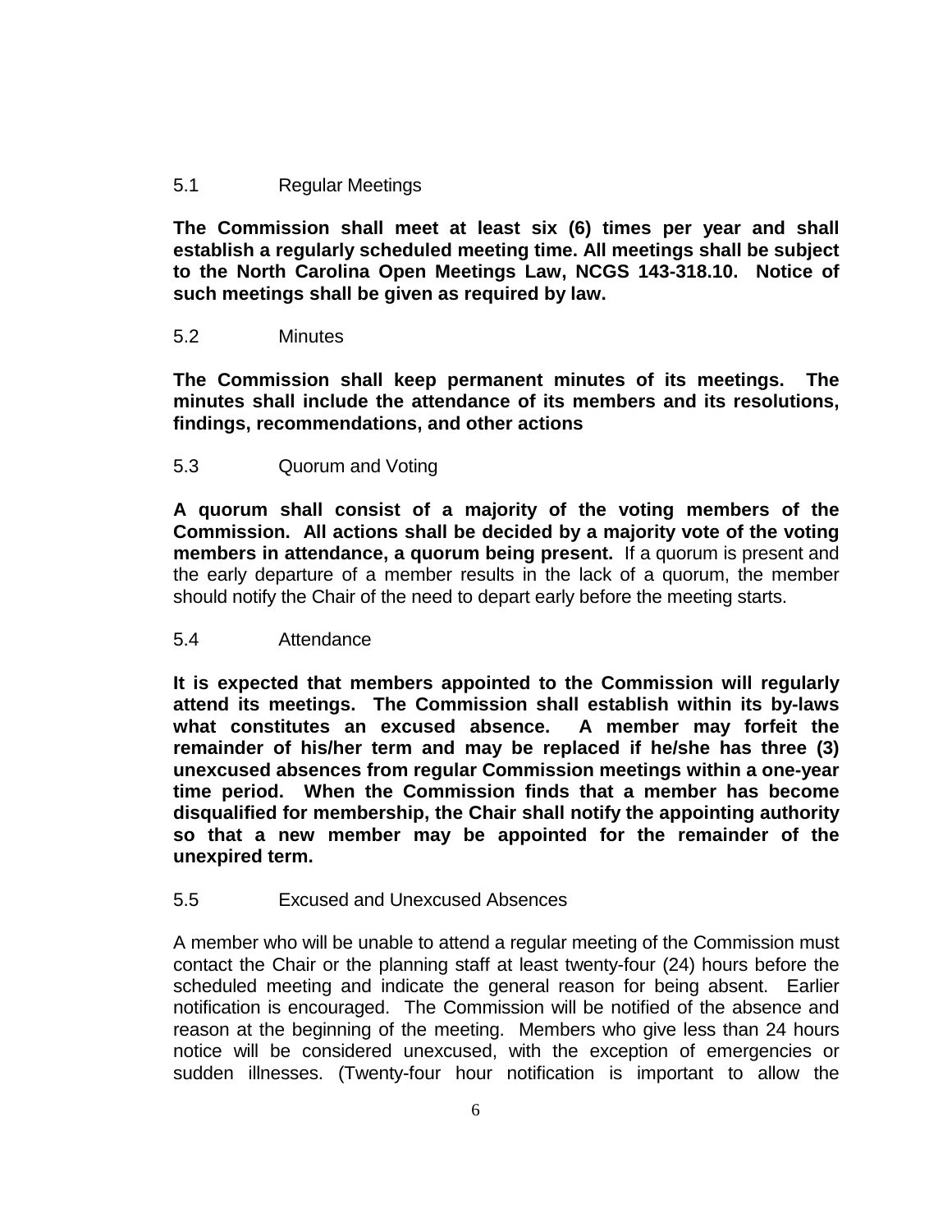5.1 Regular Meetings

**The Commission shall meet at least six (6) times per year and shall establish a regularly scheduled meeting time. All meetings shall be subject to the North Carolina Open Meetings Law, NCGS 143-318.10. Notice of such meetings shall be given as required by law.**

5.2 Minutes

**The Commission shall keep permanent minutes of its meetings. The minutes shall include the attendance of its members and its resolutions, findings, recommendations, and other actions**

5.3 Quorum and Voting

**A quorum shall consist of a majority of the voting members of the Commission. All actions shall be decided by a majority vote of the voting members in attendance, a quorum being present.** If a quorum is present and the early departure of a member results in the lack of a quorum, the member should notify the Chair of the need to depart early before the meeting starts.

5.4 Attendance

**It is expected that members appointed to the Commission will regularly attend its meetings. The Commission shall establish within its by-laws what constitutes an excused absence. A member may forfeit the remainder of his/her term and may be replaced if he/she has three (3) unexcused absences from regular Commission meetings within a one-year time period. When the Commission finds that a member has become disqualified for membership, the Chair shall notify the appointing authority so that a new member may be appointed for the remainder of the unexpired term.**

5.5 Excused and Unexcused Absences

A member who will be unable to attend a regular meeting of the Commission must contact the Chair or the planning staff at least twenty-four (24) hours before the scheduled meeting and indicate the general reason for being absent. Earlier notification is encouraged. The Commission will be notified of the absence and reason at the beginning of the meeting. Members who give less than 24 hours notice will be considered unexcused, with the exception of emergencies or sudden illnesses. (Twenty-four hour notification is important to allow the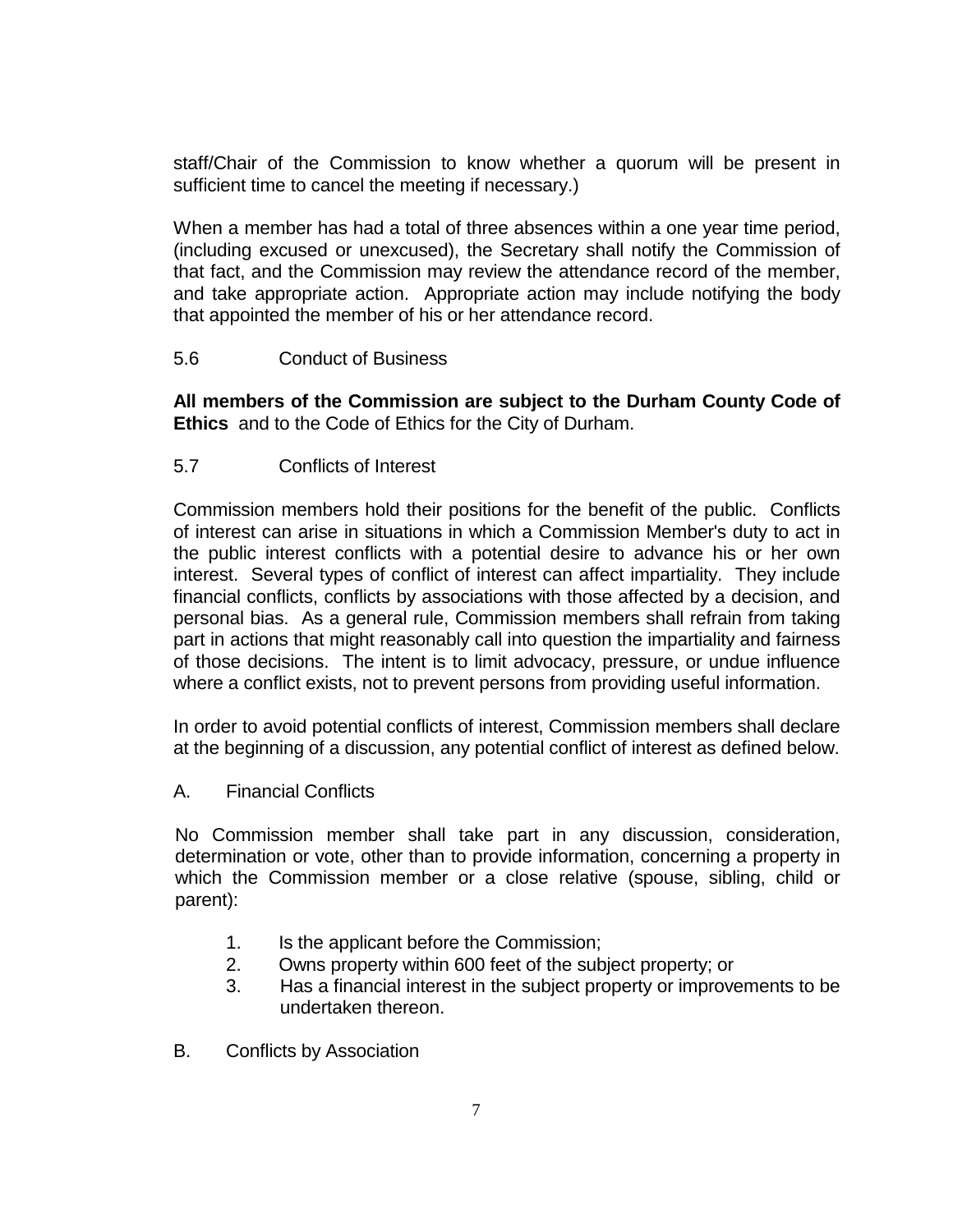staff/Chair of the Commission to know whether a quorum will be present in sufficient time to cancel the meeting if necessary.)

When a member has had a total of three absences within a one year time period, (including excused or unexcused), the Secretary shall notify the Commission of that fact, and the Commission may review the attendance record of the member, and take appropriate action. Appropriate action may include notifying the body that appointed the member of his or her attendance record.

5.6 Conduct of Business

**All members of the Commission are subject to the Durham County Code of Ethics** and to the Code of Ethics for the City of Durham.

5.7 Conflicts of Interest

Commission members hold their positions for the benefit of the public. Conflicts of interest can arise in situations in which a Commission Member's duty to act in the public interest conflicts with a potential desire to advance his or her own interest. Several types of conflict of interest can affect impartiality. They include financial conflicts, conflicts by associations with those affected by a decision, and personal bias. As a general rule, Commission members shall refrain from taking part in actions that might reasonably call into question the impartiality and fairness of those decisions. The intent is to limit advocacy, pressure, or undue influence where a conflict exists, not to prevent persons from providing useful information.

In order to avoid potential conflicts of interest, Commission members shall declare at the beginning of a discussion, any potential conflict of interest as defined below.

A. Financial Conflicts

No Commission member shall take part in any discussion, consideration, determination or vote, other than to provide information, concerning a property in which the Commission member or a close relative (spouse, sibling, child or parent):

1. Is the applicant before the Commission;
2. Owns property within 600 feet of the subject property; or
3. Has a financial interest in the subject property or improvements to be undertaken thereon.

B. Conflicts by Association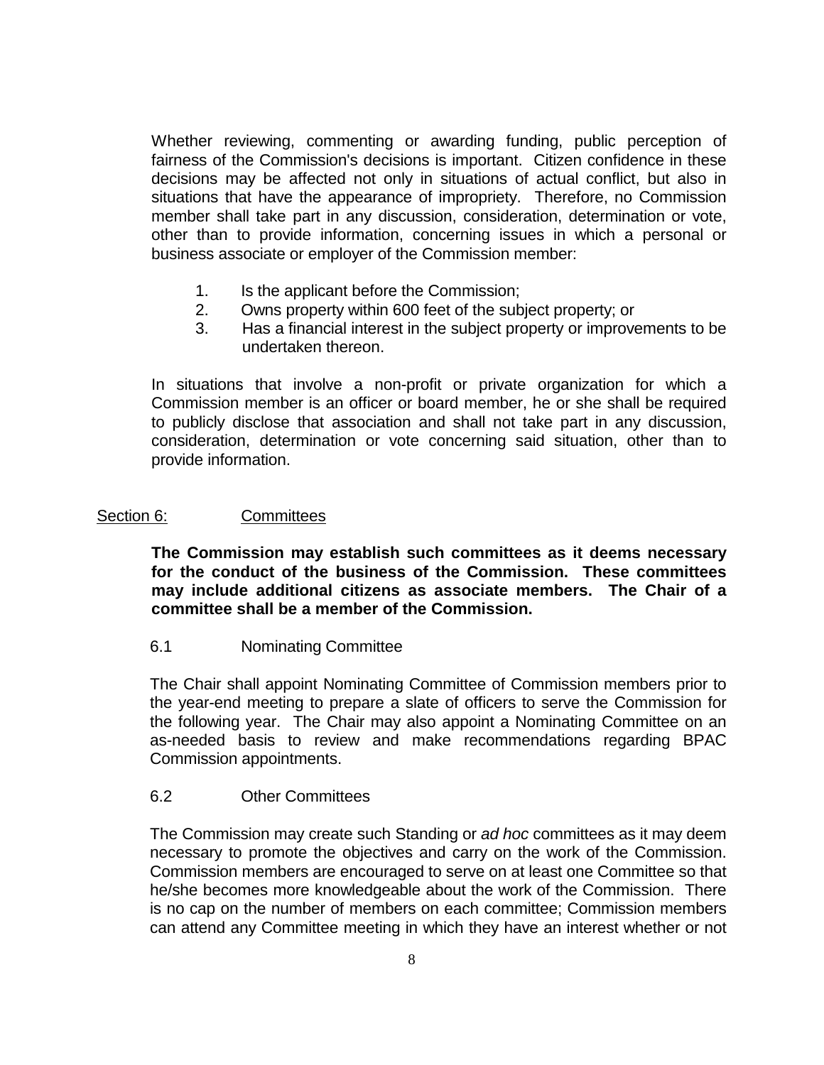Whether reviewing, commenting or awarding funding, public perception of fairness of the Commission's decisions is important. Citizen confidence in these decisions may be affected not only in situations of actual conflict, but also in situations that have the appearance of impropriety. Therefore, no Commission member shall take part in any discussion, consideration, determination or vote, other than to provide information, concerning issues in which a personal or business associate or employer of the Commission member:

1. Is the applicant before the Commission;
2. Owns property within 600 feet of the subject property; or
3. Has a financial interest in the subject property or improvements to be undertaken thereon.

In situations that involve a non-profit or private organization for which a Commission member is an officer or board member, he or she shall be required to publicly disclose that association and shall not take part in any discussion, consideration, determination or vote concerning said situation, other than to provide information.

## Section 6: Committees

**The Commission may establish such committees as it deems necessary for the conduct of the business of the Commission. These committees may include additional citizens as associate members. The Chair of a committee shall be a member of the Commission.**

### 6.1 Nominating Committee

The Chair shall appoint Nominating Committee of Commission members prior to the year-end meeting to prepare a slate of officers to serve the Commission for the following year. The Chair may also appoint a Nominating Committee on an as-needed basis to review and make recommendations regarding BPAC Commission appointments.

### 6.2 Other Committees

The Commission may create such Standing or *ad hoc* committees as it may deem necessary to promote the objectives and carry on the work of the Commission. Commission members are encouraged to serve on at least one Committee so that he/she becomes more knowledgeable about the work of the Commission. There is no cap on the number of members on each committee; Commission members can attend any Committee meeting in which they have an interest whether or not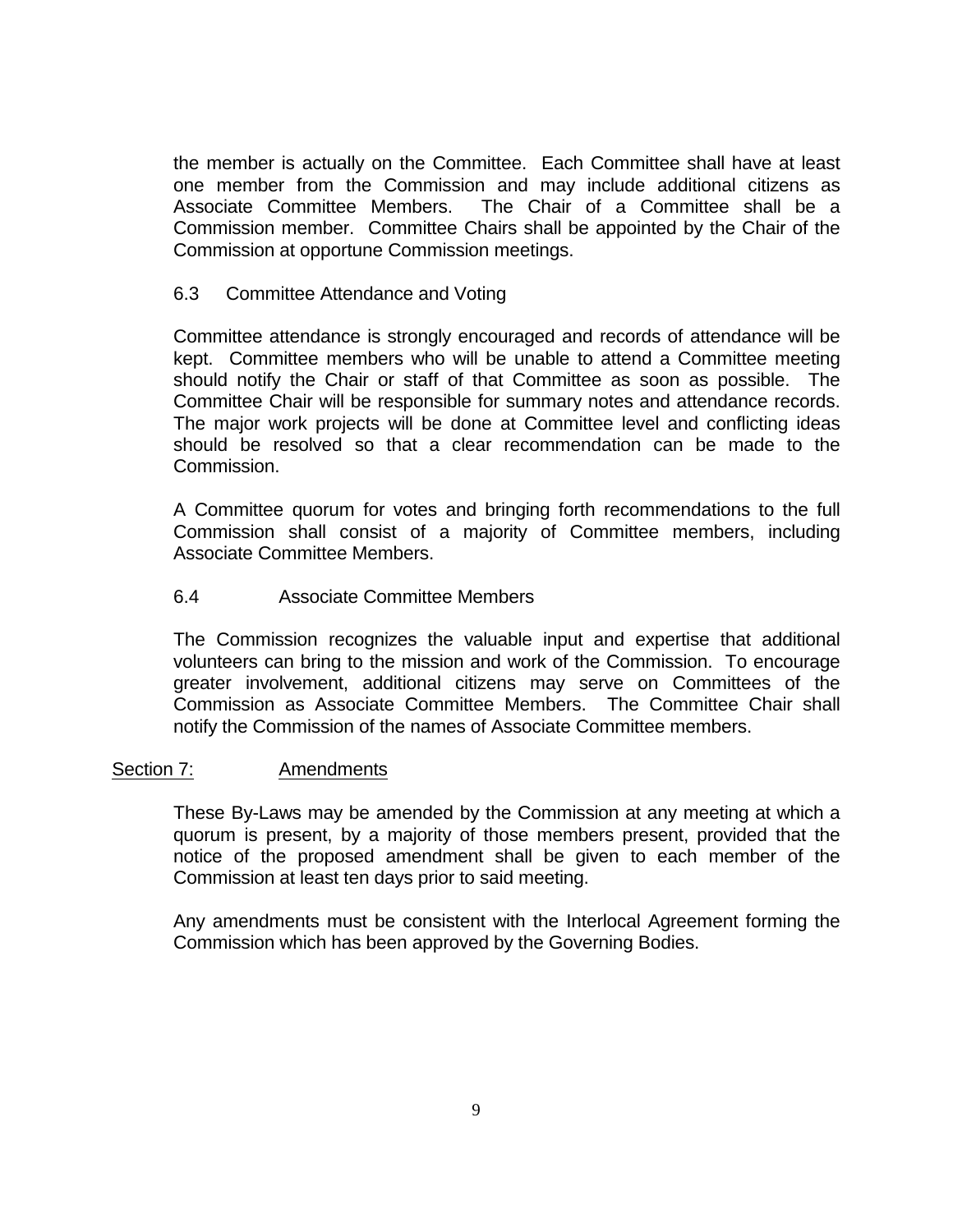the member is actually on the Committee. Each Committee shall have at least one member from the Commission and may include additional citizens as Associate Committee Members. The Chair of a Committee shall be a Commission member. Committee Chairs shall be appointed by the Chair of the Commission at opportune Commission meetings.

### 6.3 Committee Attendance and Voting

Committee attendance is strongly encouraged and records of attendance will be kept. Committee members who will be unable to attend a Committee meeting should notify the Chair or staff of that Committee as soon as possible. The Committee Chair will be responsible for summary notes and attendance records. The major work projects will be done at Committee level and conflicting ideas should be resolved so that a clear recommendation can be made to the Commission.

A Committee quorum for votes and bringing forth recommendations to the full Commission shall consist of a majority of Committee members, including Associate Committee Members.

### 6.4 Associate Committee Members

The Commission recognizes the valuable input and expertise that additional volunteers can bring to the mission and work of the Commission. To encourage greater involvement, additional citizens may serve on Committees of the Commission as Associate Committee Members. The Committee Chair shall notify the Commission of the names of Associate Committee members.

## Section 7: Amendments

These By-Laws may be amended by the Commission at any meeting at which a quorum is present, by a majority of those members present, provided that the notice of the proposed amendment shall be given to each member of the Commission at least ten days prior to said meeting.

Any amendments must be consistent with the Interlocal Agreement forming the Commission which has been approved by the Governing Bodies.